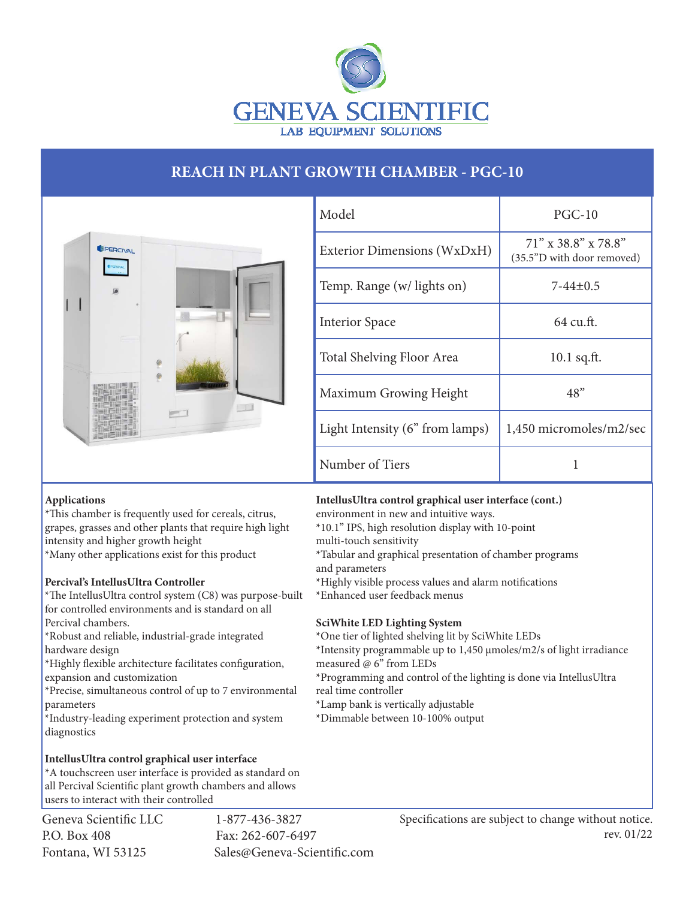GENEVA SCIENTIFIC

LAB EQUIPMENT SOLUTIONS

# REACH IN PLANT GROWTH CHAMBER - PGC-10

| Model | PGC-10 |
|---|---|
| Exterior Dimensions (WxDxH) | 71” x 38.8” x 78.8” (35.5”D with door removed) |
| Temp. Range (w/ lights on) | 7-44±0.5 |
| Interior Space | 64 cu.ft. |
| Total Shelving Floor Area | 10.1 sq.ft. |
| Maximum Growing Height | 48” |
| Light Intensity (6” from lamps) | 1,450 micromoles/m2/sec |
| Number of Tiers | 1 |

**Applications**

*This chamber is frequently used for cereals, citrus, grapes, grasses and other plants that require high light intensity and higher growth height
*Many other applications exist for this product

**Percival’s IntellusUltra Controller**

*The IntellusUltra control system (C8) was purpose-built for controlled environments and is standard on all Percival chambers.
*Robust and reliable, industrial-grade integrated hardware design
*Highly flexible architecture facilitates configuration, expansion and customization
*Precise, simultaneous control of up to 7 environmental parameters
*Industry-leading experiment protection and system diagnostics

**IntellusUltra control graphical user interface**

*A touchscreen user interface is provided as standard on all Percival Scientific plant growth chambers and allows users to interact with their controlled environment in new and intuitive ways.
*10.1” IPS, high resolution display with 10-point multi-touch sensitivity
*Tabular and graphical presentation of chamber programs and parameters
*Highly visible process values and alarm notifications
*Enhanced user feedback menus

**SciWhite LED Lighting System**

*One tier of lighted shelving lit by SciWhite LEDs
*Intensity programmable up to 1,450 μmoles/m2/s of light irradiance measured @ 6” from LEDs
*Programming and control of the lighting is done via IntellusUltra real time controller
*Lamp bank is vertically adjustable
*Dimmable between 10-100% output

Geneva Scientific LLC
P.O. Box 408
Fontana, WI 53125

1-877-436-3827
Fax: 262-607-6497
Sales@Geneva-Scientific.com

Specifications are subject to change without notice.
rev. 01/22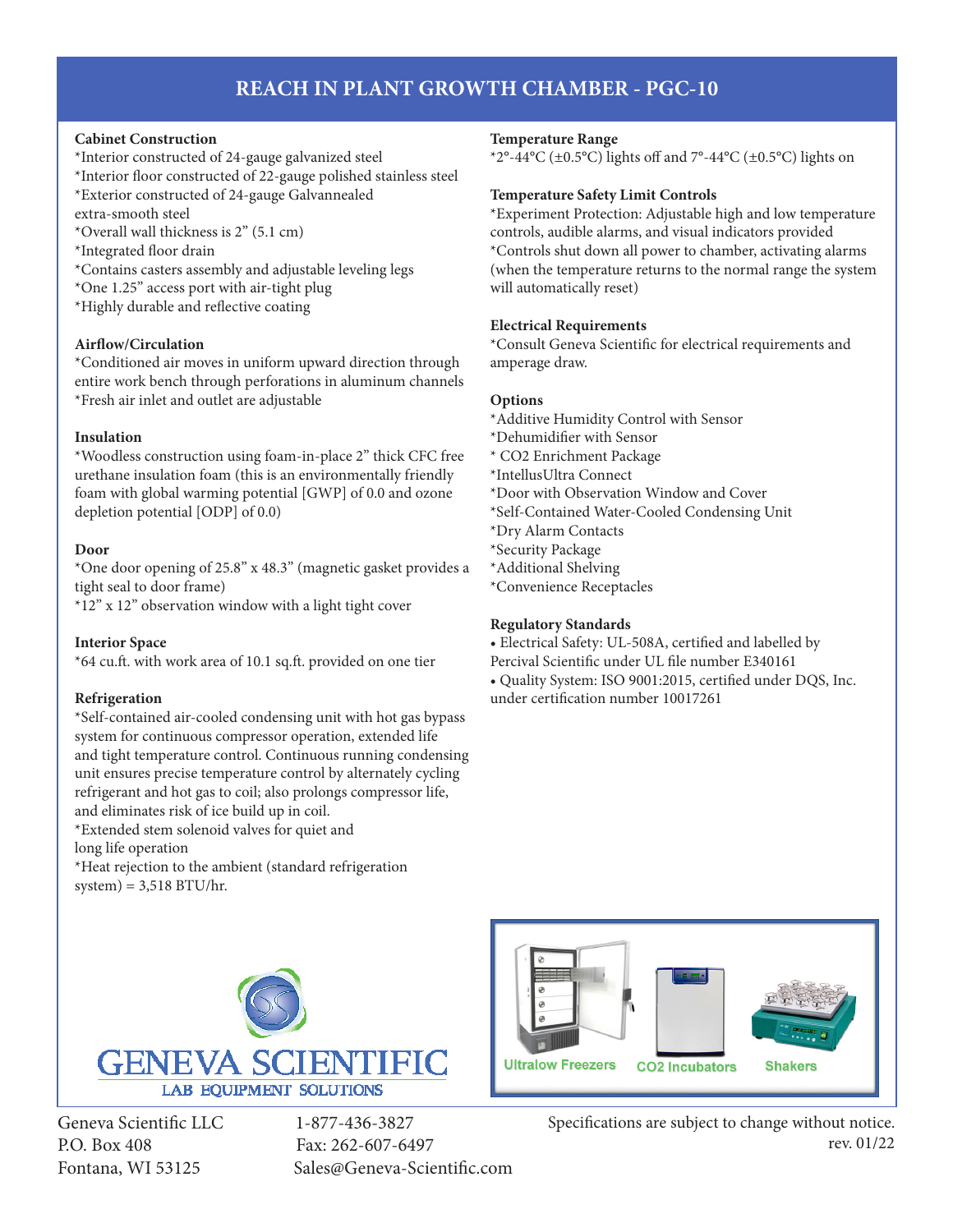# REACH IN PLANT GROWTH CHAMBER - PGC-10

**Cabinet Construction**
*Interior constructed of 24-gauge galvanized steel
*Interior floor constructed of 22-gauge polished stainless steel
*Exterior constructed of 24-gauge Galvannealed extra-smooth steel
*Overall wall thickness is 2" (5.1 cm)
*Integrated floor drain
*Contains casters assembly and adjustable leveling legs
*One 1.25" access port with air-tight plug
*Highly durable and reflective coating

**Airflow/Circulation**
*Conditioned air moves in uniform upward direction through entire work bench through perforations in aluminum channels
*Fresh air inlet and outlet are adjustable

**Insulation**
*Woodless construction using foam-in-place 2" thick CFC free urethane insulation foam (this is an environmentally friendly foam with global warming potential [GWP] of 0.0 and ozone depletion potential [ODP] of 0.0)

**Door**
*One door opening of 25.8" x 48.3" (magnetic gasket provides a tight seal to door frame)
*12" x 12" observation window with a light tight cover

**Interior Space**
*64 cu.ft. with work area of 10.1 sq.ft. provided on one tier

**Refrigeration**
*Self-contained air-cooled condensing unit with hot gas bypass system for continuous compressor operation, extended life and tight temperature control. Continuous running condensing unit ensures precise temperature control by alternately cycling refrigerant and hot gas to coil; also prolongs compressor life, and eliminates risk of ice build up in coil.
*Extended stem solenoid valves for quiet and long life operation
*Heat rejection to the ambient (standard refrigeration system) = 3,518 BTU/hr.

**Temperature Range**
*2°-44°C (±0.5°C) lights off and 7°-44°C (±0.5°C) lights on

**Temperature Safety Limit Controls**
*Experiment Protection: Adjustable high and low temperature controls, audible alarms, and visual indicators provided
*Controls shut down all power to chamber, activating alarms (when the temperature returns to the normal range the system will automatically reset)

**Electrical Requirements**
*Consult Geneva Scientific for electrical requirements and amperage draw.

**Options**
*Additive Humidity Control with Sensor
*Dehumidifier with Sensor
* $CO_2$ Enrichment Package
*IntellusUltra Connect
*Door with Observation Window and Cover
*Self-Contained Water-Cooled Condensing Unit
*Dry Alarm Contacts
*Security Package
*Additional Shelving
*Convenience Receptacles

**Regulatory Standards**
- Electrical Safety: UL-508A, certified and labelled by Percival Scientific under UL file number E340161
- Quality System: ISO 9001:2015, certified under DQS, Inc. under certification number 10017261

GENEVA SCIENTIFIC
LAB EQUIPMENT SOLUTIONS

Ultralow Freezers
CO2 Incubators
Shakers

Geneva Scientific LLC
P.O. Box 408
Fontana, WI 53125

1-877-436-3827
Fax: 262-607-6497
Sales@Geneva-Scientific.com

Specifications are subject to change without notice.
rev. 01/22